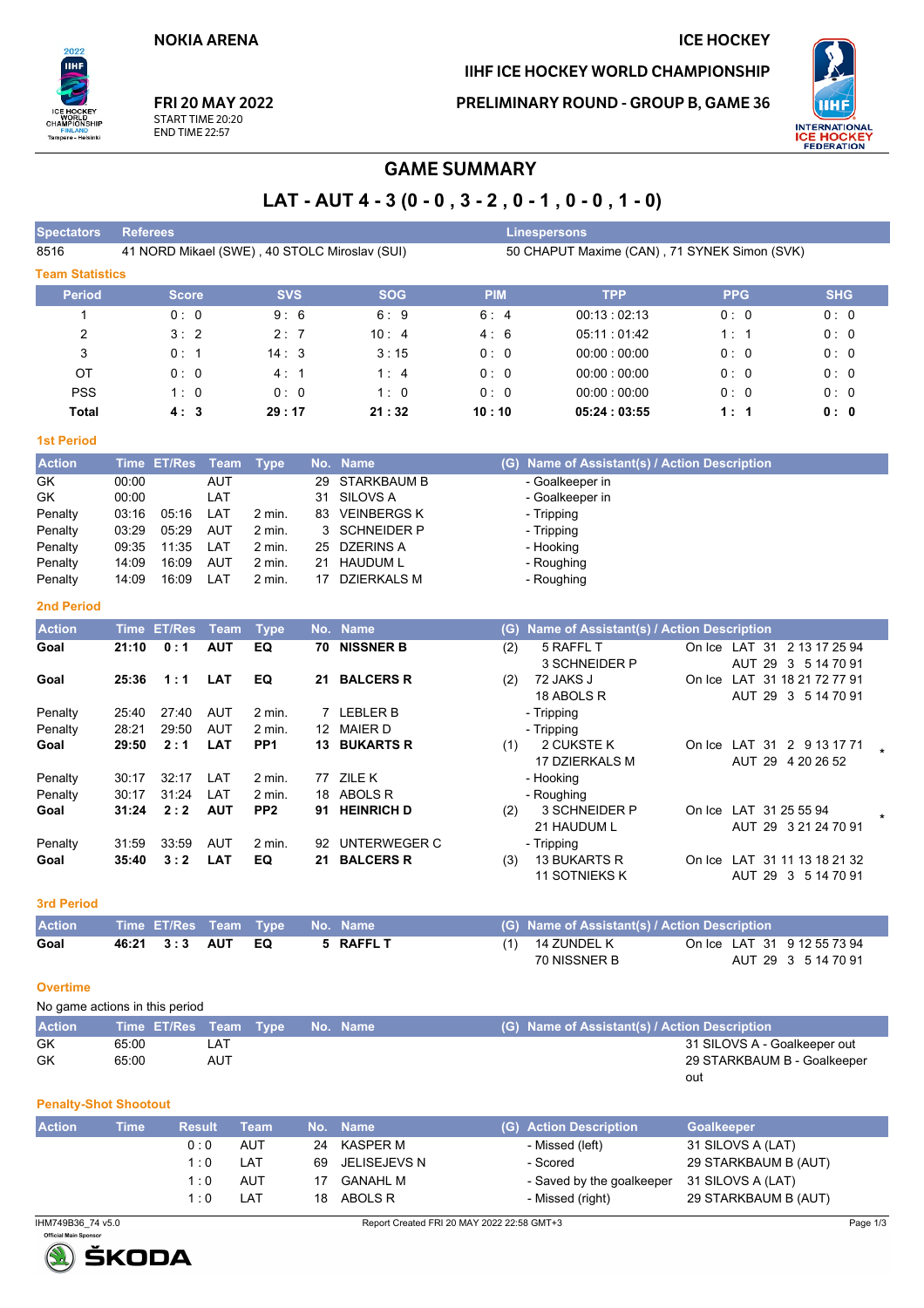NOKIA ARENA

ICE HOCKEY

IIHF ICE HOCKEY WORLD CHAMPIONSHIP

FRI 20 MAY 2022
START TIME 20:20
END TIME 22:57

PRELIMINARY ROUND - GROUP B, GAME 36

# GAME SUMMARY

## LAT - AUT 4 - 3 (0 - 0 , 3 - 2 , 0 - 1 , 0 - 0 , 1 - 0)

| Spectators | Referees | Linespersons |
|---|---|---|
| 8516 | 41 NORD Mikael (SWE) , 40 STOLC Miroslav (SUI) | 50 CHAPUT Maxime (CAN) , 71 SYNEK Simon (SVK) |

### Team Statistics

| Period | Score | SVS | SOG | PIM | TPP | PPG | SHG |
|---|---|---|---|---|---|---|---|
| 1 | 0 : 0 | 9 : 6 | 6 : 9 | 6 : 4 | 00:13 : 02:13 | 0 : 0 | 0 : 0 |
| 2 | 3 : 2 | 2 : 7 | 10 : 4 | 4 : 6 | 05:11 : 01:42 | 1 : 1 | 0 : 0 |
| 3 | 0 : 1 | 14 : 3 | 3 : 15 | 0 : 0 | 00:00 : 00:00 | 0 : 0 | 0 : 0 |
| OT | 0 : 0 | 4 : 1 | 1 : 4 | 0 : 0 | 00:00 : 00:00 | 0 : 0 | 0 : 0 |
| PSS | 1 : 0 | 0 : 0 | 1 : 0 | 0 : 0 | 00:00 : 00:00 | 0 : 0 | 0 : 0 |
| **Total** | **4 : 3** | **29 : 17** | **21 : 32** | **10 : 10** | **05:24 : 03:55** | **1 : 1** | **0 : 0** |

### 1st Period

| Action | Time | ET/Res | Team | Type | No. | Name | (G) | Name of Assistant(s) / Action Description | |
|---|---|---|---|---|---|---|---|---|---|
| GK | 00:00 | | AUT | | 29 | STARKBAUM B | | - Goalkeeper in | |
| GK | 00:00 | | LAT | | 31 | SILOVS A | | - Goalkeeper in | |
| Penalty | 03:16 | 05:16 | LAT | 2 min. | 83 | VEINBERGS K | | - Tripping | |
| Penalty | 03:29 | 05:29 | AUT | 2 min. | 3 | SCHNEIDER P | | - Tripping | |
| Penalty | 09:35 | 11:35 | LAT | 2 min. | 25 | DZERINS A | | - Hooking | |
| Penalty | 14:09 | 16:09 | AUT | 2 min. | 21 | HAUDUM L | | - Roughing | |
| Penalty | 14:09 | 16:09 | LAT | 2 min. | 17 | DZIERKALS M | | - Roughing | |

### 2nd Period

| Action | Time | ET/Res | Team | Type | No. | Name | (G) | Name of Assistant(s) / Action Description | |
|---|---|---|---|---|---|---|---|---|---|
| **Goal** | **21:10** | **0 : 1** | **AUT** | **EQ** | **70** | **NISSNER B** | (2) | 5 RAFFL T<br>3 SCHNEIDER P | On Ice LAT 31 2 13 17 25 94<br>AUT 29 3 5 14 70 91 |
| **Goal** | **25:36** | **1 : 1** | **LAT** | **EQ** | **21** | **BALCERS R** | (2) | 72 JAKS J<br>18 ABOLS R | On Ice LAT 31 18 21 72 77 91<br>AUT 29 3 5 14 70 91 |
| Penalty | 25:40 | 27:40 | AUT | 2 min. | 7 | LEBLER B | | - Tripping | |
| Penalty | 28:21 | 29:50 | AUT | 2 min. | 12 | MAIER D | | - Tripping | |
| **Goal** | **29:50** | **2 : 1** | **LAT** | **PP1** | **13** | **BUKARTS R** | (1) | 2 CUKSTE K<br>17 DZIERKALS M | On Ice LAT 31 2 9 13 17 71 *<br>AUT 29 4 20 26 52 |
| Penalty | 30:17 | 32:17 | LAT | 2 min. | 77 | ZILE K | | - Hooking | |
| Penalty | 30:17 | 31:24 | LAT | 2 min. | 18 | ABOLS R | | - Roughing | |
| **Goal** | **31:24** | **2 : 2** | **AUT** | **PP2** | **91** | **HEINRICH D** | (2) | 3 SCHNEIDER P<br>21 HAUDUM L | On Ice LAT 31 25 55 94 *<br>AUT 29 3 21 24 70 91 |
| Penalty | 31:59 | 33:59 | AUT | 2 min. | 92 | UNTERWEGER C | | - Tripping | |
| **Goal** | **35:40** | **3 : 2** | **LAT** | **EQ** | **21** | **BALCERS R** | (3) | 13 BUKARTS R<br>11 SOTNIEKS K | On Ice LAT 31 11 13 18 21 32<br>AUT 29 3 5 14 70 91 |

### 3rd Period

| Action | Time | ET/Res | Team | Type | No. | Name | (G) | Name of Assistant(s) / Action Description | |
|---|---|---|---|---|---|---|---|---|---|
| **Goal** | **46:21** | **3 : 3** | **AUT** | **EQ** | **5** | **RAFFL T** | (1) | 14 ZUNDEL K<br>70 NISSNER B | On Ice LAT 31 9 12 55 73 94<br>AUT 29 3 5 14 70 91 |

### Overtime

No game actions in this period

| Action | Time | ET/Res | Team | Type | No. | Name | (G) | Name of Assistant(s) / Action Description |
|---|---|---|---|---|---|---|---|---|
| GK | 65:00 | | LAT | | | | | 31 SILOVS A - Goalkeeper out |
| GK | 65:00 | | AUT | | | | | 29 STARKBAUM B - Goalkeeper out |

### Penalty-Shot Shootout

| Action | Time | Result | Team | No. | Name | (G) | Action Description | Goalkeeper |
|---|---|---|---|---|---|---|---|---|
| | | 0 : 0 | AUT | 24 | KASPER M | | - Missed (left) | 31 SILOVS A (LAT) |
| | | 1 : 0 | LAT | 69 | JELISEJEVS N | | - Scored | 29 STARKBAUM B (AUT) |
| | | 1 : 0 | AUT | 17 | GANAHL M | | - Saved by the goalkeeper | 31 SILOVS A (LAT) |
| | | 1 : 0 | LAT | 18 | ABOLS R | | - Missed (right) | 29 STARKBAUM B (AUT) |

IHM749B36_74 v5.0 Report Created FRI 20 MAY 2022 22:58 GMT+3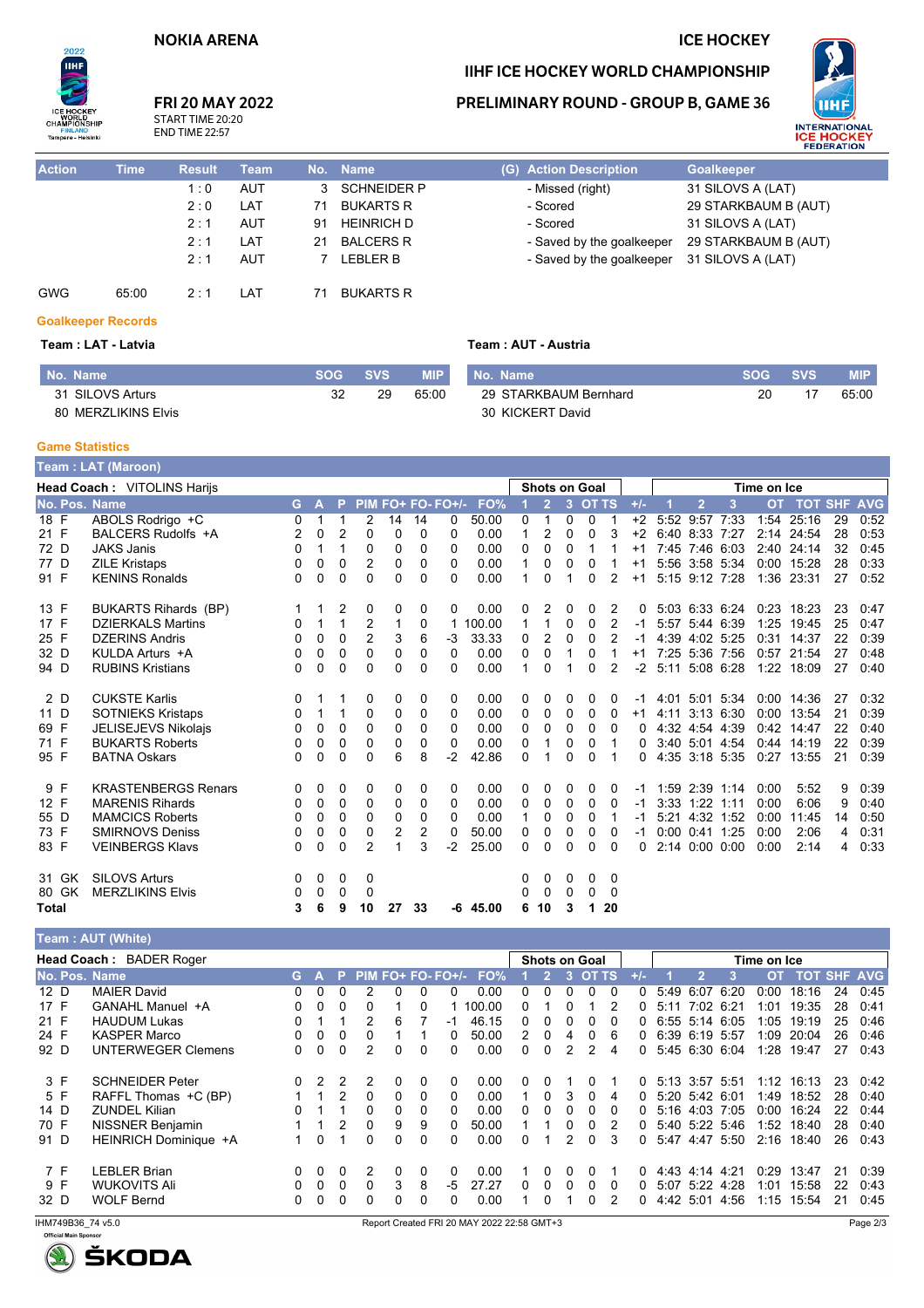# NOKIA ARENA

## ICE HOCKEY

## IIHF ICE HOCKEY WORLD CHAMPIONSHIP

## PRELIMINARY ROUND - GROUP B, GAME 36

**FRI 20 MAY 2022**
START TIME 20:20
END TIME 22:57

| Action | Time | Result | Team | No. | Name | (G) Action Description | Goalkeeper |
|---|---|---|---|---|---|---|---|
| | | 1 : 0 | AUT | 3 | SCHNEIDER P | - Missed (right) | 31 SILOVS A (LAT) |
| | | 2 : 0 | LAT | 71 | BUKARTS R | - Scored | 29 STARKBAUM B (AUT) |
| | | 2 : 1 | AUT | 91 | HEINRICH D | - Scored | 31 SILOVS A (LAT) |
| | | 2 : 1 | LAT | 21 | BALCERS R | - Saved by the goalkeeper | 29 STARKBAUM B (AUT) |
| | | 2 : 1 | AUT | 7 | LEBLER B | - Saved by the goalkeeper | 31 SILOVS A (LAT) |
| GWG | 65:00 | 2 : 1 | LAT | 71 | BUKARTS R | | |

### Goalkeeper Records

**Team : LAT - Latvia**

| No. Name | SOG | SVS | MIP |
|---|---|---|---|
| 31 SILOVS Arturs | 32 | 29 | 65:00 |
| 80 MERZLIKINS Elvis | | | |

**Team : AUT - Austria**

| No. Name | SOG | SVS | MIP |
|---|---|---|---|
| 29 STARKBAUM Bernhard | 20 | 17 | 65:00 |
| 30 KICKERT David | | | |

### Game Statistics

**Team : LAT (Maroon)**

**Head Coach :** VITOLINS Harijs

| No. | Pos. | Name | G | A | P | PIM | FO+ | FO- | FO+/- | FO% | SOG 1 | SOG 2 | SOG 3 | SOG OT | SOG TS | +/- | TOI 1 | TOI 2 | TOI 3 | TOI OT | TOI TOT | SHF | AVG |
|---|---|---|---|---|---|---|---|---|---|---|---|---|---|---|---|---|---|---|---|---|---|---|---|
| 18 | F | ABOLS Rodrigo +C | 0 | 1 | 1 | 2 | 14 | 14 | 0 | 50.00 | 0 | 1 | 0 | 0 | 1 | +2 | 5:52 | 9:57 | 7:33 | 1:54 | 25:16 | 29 | 0:52 |
| 21 | F | BALCERS Rudolfs +A | 2 | 0 | 2 | 0 | 0 | 0 | 0 | 0.00 | 1 | 2 | 0 | 0 | 3 | +2 | 6:40 | 8:33 | 7:27 | 2:14 | 24:54 | 28 | 0:53 |
| 72 | D | JAKS Janis | 0 | 1 | 1 | 0 | 0 | 0 | 0 | 0.00 | 0 | 0 | 0 | 1 | 1 | +1 | 7:45 | 7:46 | 6:03 | 2:40 | 24:14 | 32 | 0:45 |
| 77 | D | ZILE Kristaps | 0 | 0 | 0 | 2 | 0 | 0 | 0 | 0.00 | 1 | 0 | 0 | 0 | 1 | +1 | 5:56 | 3:58 | 5:34 | 0:00 | 15:28 | 28 | 0:33 |
| 91 | F | KENINS Ronalds | 0 | 0 | 0 | 0 | 0 | 0 | 0 | 0.00 | 1 | 0 | 1 | 0 | 2 | +1 | 5:15 | 9:12 | 7:28 | 1:36 | 23:31 | 27 | 0:52 |
| 13 | F | BUKARTS Rihards (BP) | 1 | 1 | 2 | 0 | 0 | 0 | 0 | 0.00 | 0 | 2 | 0 | 0 | 2 | 0 | 5:03 | 6:33 | 6:24 | 0:23 | 18:23 | 23 | 0:47 |
| 17 | F | DZIERKALS Martins | 0 | 1 | 1 | 2 | 1 | 0 | 1 | 100.00 | 1 | 1 | 0 | 0 | 2 | -1 | 5:57 | 5:44 | 6:39 | 1:25 | 19:45 | 25 | 0:47 |
| 25 | F | DZERINS Andris | 0 | 0 | 0 | 2 | 3 | 6 | -3 | 33.33 | 0 | 2 | 0 | 0 | 2 | -1 | 4:39 | 4:02 | 5:25 | 0:31 | 14:37 | 22 | 0:39 |
| 32 | D | KULDA Arturs +A | 0 | 0 | 0 | 0 | 0 | 0 | 0 | 0.00 | 0 | 0 | 1 | 0 | 1 | +1 | 7:25 | 5:36 | 7:56 | 0:57 | 21:54 | 27 | 0:48 |
| 94 | D | RUBINS Kristians | 0 | 0 | 0 | 0 | 0 | 0 | 0 | 0.00 | 1 | 0 | 1 | 0 | 2 | -2 | 5:11 | 5:08 | 6:28 | 1:22 | 18:09 | 27 | 0:40 |
| 2 | D | CUKSTE Karlis | 0 | 1 | 1 | 0 | 0 | 0 | 0 | 0.00 | 0 | 0 | 0 | 0 | 0 | -1 | 4:01 | 5:01 | 5:34 | 0:00 | 14:36 | 27 | 0:32 |
| 11 | D | SOTNIEKS Kristaps | 0 | 1 | 1 | 0 | 0 | 0 | 0 | 0.00 | 0 | 0 | 0 | 0 | 0 | +1 | 4:11 | 3:13 | 6:30 | 0:00 | 13:54 | 21 | 0:39 |
| 69 | F | JELISEJEVS Nikolajs | 0 | 0 | 0 | 0 | 0 | 0 | 0 | 0.00 | 0 | 0 | 0 | 0 | 0 | 0 | 4:32 | 4:54 | 4:39 | 0:42 | 14:47 | 22 | 0:40 |
| 71 | F | BUKARTS Roberts | 0 | 0 | 0 | 0 | 0 | 0 | 0 | 0.00 | 0 | 1 | 0 | 0 | 1 | 0 | 3:40 | 5:01 | 4:54 | 0:44 | 14:19 | 22 | 0:39 |
| 95 | F | BATNA Oskars | 0 | 0 | 0 | 0 | 6 | 8 | -2 | 42.86 | 0 | 1 | 0 | 0 | 1 | 0 | 4:35 | 3:18 | 5:35 | 0:27 | 13:55 | 21 | 0:39 |
| 9 | F | KRASTENBERGS Renars | 0 | 0 | 0 | 0 | 0 | 0 | 0 | 0.00 | 0 | 0 | 0 | 0 | 0 | -1 | 1:59 | 2:39 | 1:14 | 0:00 | 5:52 | 9 | 0:39 |
| 12 | F | MARENIS Rihards | 0 | 0 | 0 | 0 | 0 | 0 | 0 | 0.00 | 0 | 0 | 0 | 0 | 0 | -1 | 3:33 | 1:22 | 1:11 | 0:00 | 6:06 | 9 | 0:40 |
| 55 | D | MAMCICS Roberts | 0 | 0 | 0 | 0 | 0 | 0 | 0 | 0.00 | 1 | 0 | 0 | 0 | 1 | -1 | 5:21 | 4:32 | 1:52 | 0:00 | 11:45 | 14 | 0:50 |
| 73 | F | SMIRNOVS Deniss | 0 | 0 | 0 | 0 | 2 | 2 | 0 | 50.00 | 0 | 0 | 0 | 0 | 0 | -1 | 0:00 | 0:41 | 1:25 | 0:00 | 2:06 | 4 | 0:31 |
| 83 | F | VEINBERGS Klavs | 0 | 0 | 0 | 2 | 1 | 3 | -2 | 25.00 | 0 | 0 | 0 | 0 | 0 | 0 | 2:14 | 0:00 | 0:00 | 0:00 | 2:14 | 4 | 0:33 |
| 31 | GK | SILOVS Arturs | 0 | 0 | 0 | 0 | | | | | 0 | 0 | 0 | 0 | 0 | | | | | | | | |
| 80 | GK | MERZLIKINS Elvis | 0 | 0 | 0 | 0 | | | | | 0 | 0 | 0 | 0 | 0 | | | | | | | | |
| **Total** | | | **3** | **6** | **9** | **10** | **27** | **33** | **-6** | **45.00** | **6** | **10** | **3** | **1** | **20** | | | | | | | | |

**Team : AUT (White)**

**Head Coach :** BADER Roger

| No. | Pos. | Name | G | A | P | PIM | FO+ | FO- | FO+/- | FO% | SOG 1 | SOG 2 | SOG 3 | SOG OT | SOG TS | +/- | TOI 1 | TOI 2 | TOI 3 | TOI OT | TOI TOT | SHF | AVG |
|---|---|---|---|---|---|---|---|---|---|---|---|---|---|---|---|---|---|---|---|---|---|---|---|
| 12 | D | MAIER David | 0 | 0 | 0 | 2 | 0 | 0 | 0 | 0.00 | 0 | 0 | 0 | 0 | 0 | 0 | 5:49 | 6:07 | 6:20 | 0:00 | 18:16 | 24 | 0:45 |
| 17 | F | GANAHL Manuel +A | 0 | 0 | 0 | 0 | 1 | 0 | 1 | 100.00 | 0 | 1 | 0 | 1 | 2 | 0 | 5:11 | 7:02 | 6:21 | 1:01 | 19:35 | 28 | 0:41 |
| 21 | F | HAUDUM Lukas | 0 | 1 | 1 | 2 | 6 | 7 | -1 | 46.15 | 0 | 0 | 0 | 0 | 0 | 0 | 6:55 | 5:14 | 6:05 | 1:05 | 19:19 | 25 | 0:46 |
| 24 | F | KASPER Marco | 0 | 0 | 0 | 0 | 1 | 1 | 0 | 50.00 | 2 | 0 | 4 | 0 | 6 | 0 | 6:39 | 6:19 | 5:57 | 1:09 | 20:04 | 26 | 0:46 |
| 92 | D | UNTERWEGER Clemens | 0 | 0 | 0 | 2 | 0 | 0 | 0 | 0.00 | 0 | 0 | 2 | 2 | 4 | 0 | 5:45 | 6:30 | 6:04 | 1:28 | 19:47 | 27 | 0:43 |
| 3 | F | SCHNEIDER Peter | 0 | 2 | 2 | 2 | 0 | 0 | 0 | 0.00 | 0 | 0 | 1 | 0 | 1 | 0 | 5:13 | 3:57 | 5:51 | 1:12 | 16:13 | 23 | 0:42 |
| 5 | F | RAFFL Thomas +C (BP) | 1 | 1 | 2 | 0 | 0 | 0 | 0 | 0.00 | 1 | 0 | 3 | 0 | 4 | 0 | 5:20 | 5:42 | 6:01 | 1:49 | 18:52 | 28 | 0:40 |
| 14 | D | ZUNDEL Kilian | 0 | 1 | 1 | 0 | 0 | 0 | 0 | 0.00 | 0 | 0 | 0 | 0 | 0 | 0 | 5:16 | 4:03 | 7:05 | 0:00 | 16:24 | 22 | 0:44 |
| 70 | F | NISSNER Benjamin | 1 | 1 | 2 | 0 | 9 | 9 | 0 | 50.00 | 1 | 1 | 0 | 0 | 2 | 0 | 5:40 | 5:22 | 5:46 | 1:52 | 18:40 | 28 | 0:40 |
| 91 | D | HEINRICH Dominique +A | 1 | 0 | 1 | 0 | 0 | 0 | 0 | 0.00 | 0 | 1 | 2 | 0 | 3 | 0 | 5:47 | 4:47 | 5:50 | 2:16 | 18:40 | 26 | 0:43 |
| 7 | F | LEBLER Brian | 0 | 0 | 0 | 2 | 0 | 0 | 0 | 0.00 | 1 | 0 | 0 | 0 | 1 | 0 | 4:43 | 4:14 | 4:21 | 0:29 | 13:47 | 21 | 0:39 |
| 9 | F | WUKOVITS Ali | 0 | 0 | 0 | 0 | 3 | 8 | -5 | 27.27 | 0 | 0 | 0 | 0 | 0 | 0 | 5:07 | 5:22 | 4:28 | 1:01 | 15:58 | 22 | 0:43 |
| 32 | D | WOLF Bernd | 0 | 0 | 0 | 0 | 0 | 0 | 0 | 0.00 | 1 | 0 | 1 | 0 | 2 | 0 | 4:42 | 5:01 | 4:56 | 1:15 | 15:54 | 21 | 0:45 |

IHM749B36_74 v5.0 — Report Created FRI 20 MAY 2022 22:58 GMT+3

Official Main Sponsor ŠKODA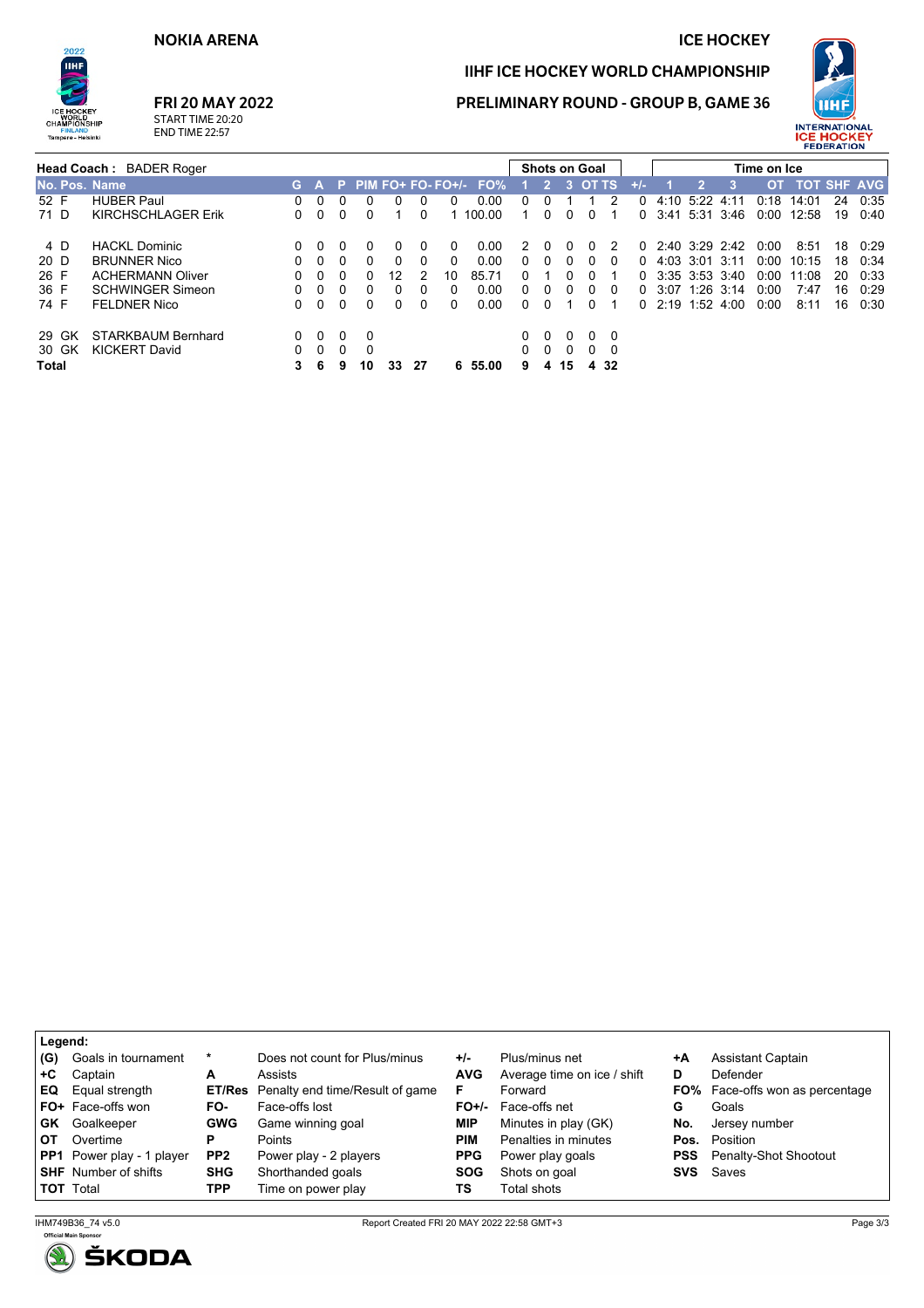NOKIA ARENA

ICE HOCKEY

IIHF ICE HOCKEY WORLD CHAMPIONSHIP

**FRI 20 MAY 2022**
START TIME 20:20
END TIME 22:57

**PRELIMINARY ROUND - GROUP B, GAME 36**

**Head Coach :** BADER Roger

| No. | Pos. | Name | G | A | P | PIM | FO+ | FO- | FO+/- | FO% | SOG 1 | SOG 2 | SOG 3 | SOG OT | SOG TS | +/- | TOI 1 | TOI 2 | TOI 3 | TOI OT | TOT | SHF | AVG |
|---|---|---|---|---|---|---|---|---|---|---|---|---|---|---|---|---|---|---|---|---|---|---|---|
| 52 | F | HUBER Paul | 0 | 0 | 0 | 0 | 0 | 0 | 0 | 0.00 | 0 | 0 | 1 | 1 | 2 | 0 | 4:10 | 5:22 | 4:11 | 0:18 | 14:01 | 24 | 0:35 |
| 71 | D | KIRCHSCHLAGER Erik | 0 | 0 | 0 | 0 | 1 | 0 | 1 | 100.00 | 1 | 0 | 0 | 0 | 1 | 0 | 3:41 | 5:31 | 3:46 | 0:00 | 12:58 | 19 | 0:40 |
| 4 | D | HACKL Dominic | 0 | 0 | 0 | 0 | 0 | 0 | 0 | 0.00 | 2 | 0 | 0 | 0 | 2 | 0 | 2:40 | 3:29 | 2:42 | 0:00 | 8:51 | 18 | 0:29 |
| 20 | D | BRUNNER Nico | 0 | 0 | 0 | 0 | 0 | 0 | 0 | 0.00 | 0 | 0 | 0 | 0 | 0 | 0 | 4:03 | 3:01 | 3:11 | 0:00 | 10:15 | 18 | 0:34 |
| 26 | F | ACHERMANN Oliver | 0 | 0 | 0 | 0 | 12 | 2 | 10 | 85.71 | 0 | 1 | 0 | 0 | 1 | 0 | 3:35 | 3:53 | 3:40 | 0:00 | 11:08 | 20 | 0:33 |
| 36 | F | SCHWINGER Simeon | 0 | 0 | 0 | 0 | 0 | 0 | 0 | 0.00 | 0 | 0 | 0 | 0 | 0 | 0 | 3:07 | 1:26 | 3:14 | 0:00 | 7:47 | 16 | 0:29 |
| 74 | F | FELDNER Nico | 0 | 0 | 0 | 0 | 0 | 0 | 0 | 0.00 | 0 | 0 | 1 | 0 | 1 | 0 | 2:19 | 1:52 | 4:00 | 0:00 | 8:11 | 16 | 0:30 |
| 29 | GK | STARKBAUM Bernhard | 0 | 0 | 0 | 0 | | | | | 0 | 0 | 0 | 0 | 0 | | | | | | | | |
| 30 | GK | KICKERT David | 0 | 0 | 0 | 0 | | | | | 0 | 0 | 0 | 0 | 0 | | | | | | | | |
| **Total** | | | **3** | **6** | **9** | **10** | **33** | **27** | **6** | **55.00** | **9** | **4** | **15** | **4** | **32** | | | | | | | | |

**Legend:**

| | | | | | | | |
|---|---|---|---|---|---|---|---|
| (G) | Goals in tournament | * | Does not count for Plus/minus | +/- | Plus/minus net | +A | Assistant Captain |
| +C | Captain | A | Assists | AVG | Average time on ice / shift | D | Defender |
| EQ | Equal strength | ET/Res | Penalty end time/Result of game | F | Forward | FO% | Face-offs won as percentage |
| FO+ | Face-offs won | FO- | Face-offs lost | FO+/- | Face-offs net | G | Goals |
| GK | Goalkeeper | GWG | Game winning goal | MIP | Minutes in play (GK) | No. | Jersey number |
| OT | Overtime | P | Points | PIM | Penalties in minutes | Pos. | Position |
| PP1 | Power play - 1 player | PP2 | Power play - 2 players | PPG | Power play goals | PSS | Penalty-Shot Shootout |
| SHF | Number of shifts | SHG | Shorthanded goals | SOG | Shots on goal | SVS | Saves |
| TOT | Total | TPP | Time on power play | TS | Total shots | | |

IHM749B36_74 v5.0    Report Created FRI 20 MAY 2022 22:58 GMT+3